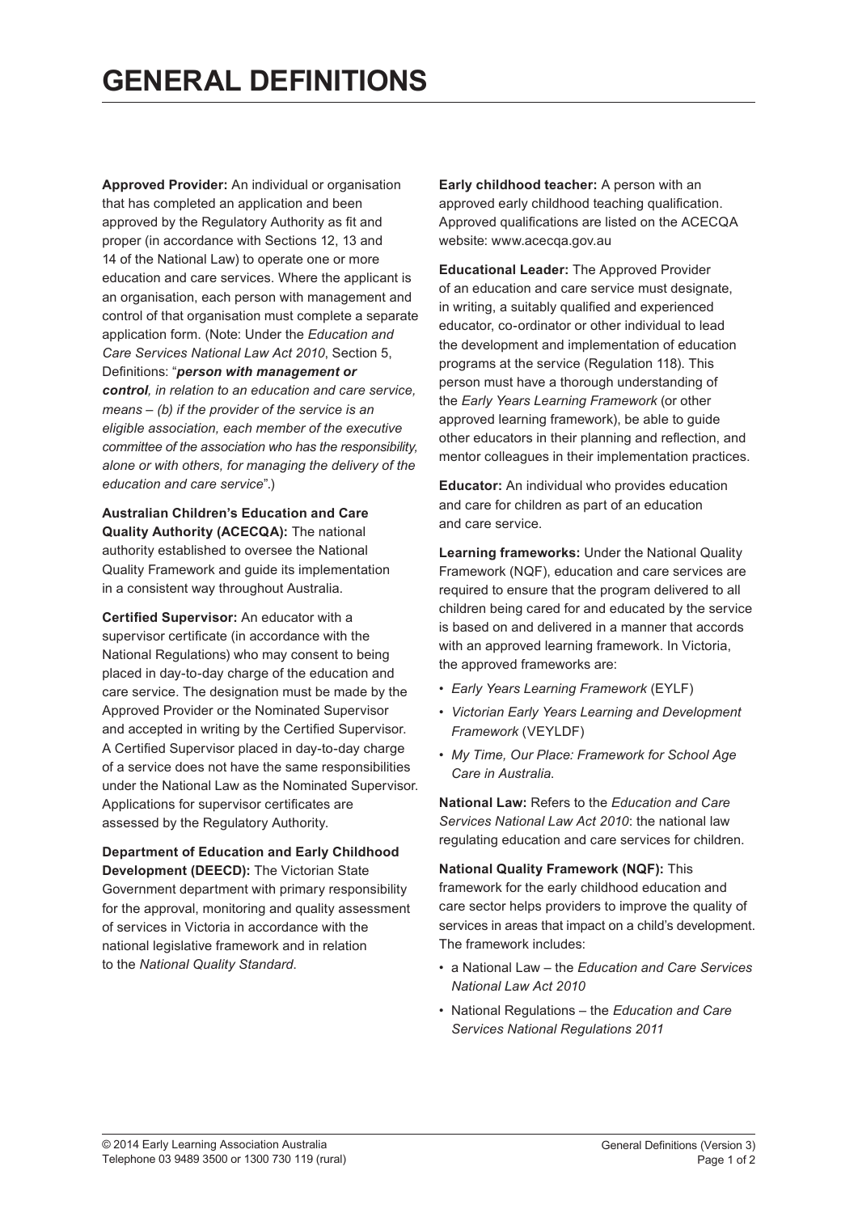# GENERAL DEFINITIONS

**Approved Provider:** An individual or organisation that has completed an application and been approved by the Regulatory Authority as fit and proper (in accordance with Sections 12, 13 and 14 of the National Law) to operate one or more education and care services. Where the applicant is an organisation, each person with management and control of that organisation must complete a separate application form. (Note: Under the *Education and Care Services National Law Act 2010*, Section 5, Definitions: "***person with management or control****, in relation to an education and care service, means – (b) if the provider of the service is an eligible association, each member of the executive committee of the association who has the responsibility, alone or with others, for managing the delivery of the education and care service*".)

**Australian Children's Education and Care Quality Authority (ACECQA):** The national authority established to oversee the National Quality Framework and guide its implementation in a consistent way throughout Australia.

**Certified Supervisor:** An educator with a supervisor certificate (in accordance with the National Regulations) who may consent to being placed in day-to-day charge of the education and care service. The designation must be made by the Approved Provider or the Nominated Supervisor and accepted in writing by the Certified Supervisor. A Certified Supervisor placed in day-to-day charge of a service does not have the same responsibilities under the National Law as the Nominated Supervisor. Applications for supervisor certificates are assessed by the Regulatory Authority.

**Department of Education and Early Childhood Development (DEECD):** The Victorian State Government department with primary responsibility for the approval, monitoring and quality assessment of services in Victoria in accordance with the national legislative framework and in relation to the *National Quality Standard*.

**Early childhood teacher:** A person with an approved early childhood teaching qualification. Approved qualifications are listed on the ACECQA website: www.acecqa.gov.au

**Educational Leader:** The Approved Provider of an education and care service must designate, in writing, a suitably qualified and experienced educator, co-ordinator or other individual to lead the development and implementation of education programs at the service (Regulation 118). This person must have a thorough understanding of the *Early Years Learning Framework* (or other approved learning framework), be able to guide other educators in their planning and reflection, and mentor colleagues in their implementation practices.

**Educator:** An individual who provides education and care for children as part of an education and care service.

**Learning frameworks:** Under the National Quality Framework (NQF), education and care services are required to ensure that the program delivered to all children being cared for and educated by the service is based on and delivered in a manner that accords with an approved learning framework. In Victoria, the approved frameworks are:

- *Early Years Learning Framework* (EYLF)
- *Victorian Early Years Learning and Development Framework* (VEYLDF)
- *My Time, Our Place: Framework for School Age Care in Australia.*

**National Law:** Refers to the *Education and Care Services National Law Act 2010*: the national law regulating education and care services for children.

**National Quality Framework (NQF):** This framework for the early childhood education and care sector helps providers to improve the quality of services in areas that impact on a child's development. The framework includes:

- a National Law – the *Education and Care Services National Law Act 2010*
- National Regulations – the *Education and Care Services National Regulations 2011*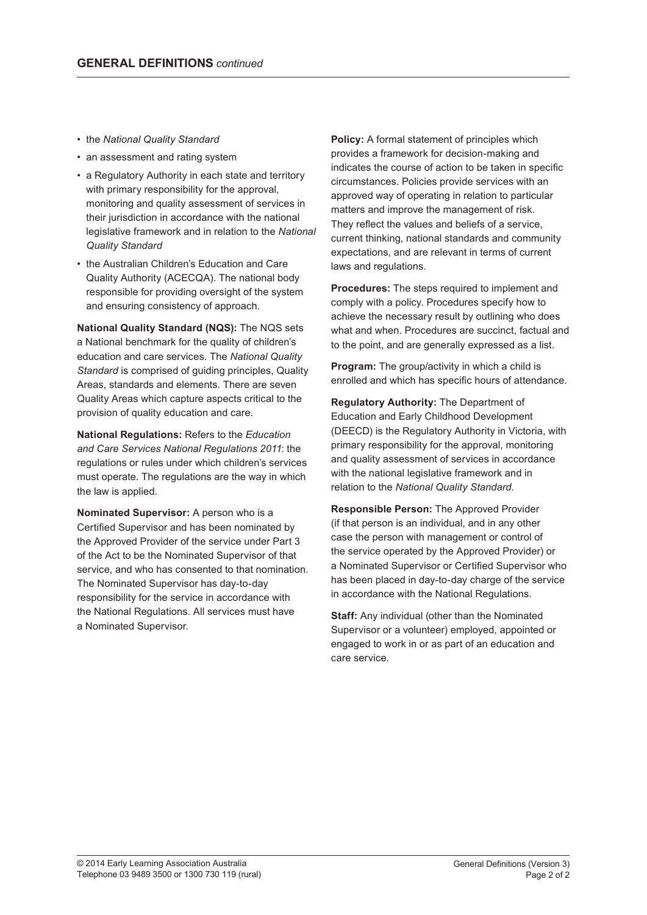## GENERAL DEFINITIONS *continued*

- the *National Quality Standard*
- an assessment and rating system
- a Regulatory Authority in each state and territory with primary responsibility for the approval, monitoring and quality assessment of services in their jurisdiction in accordance with the national legislative framework and in relation to the *National Quality Standard*
- the Australian Children's Education and Care Quality Authority (ACECQA). The national body responsible for providing oversight of the system and ensuring consistency of approach.

**National Quality Standard (NQS):** The NQS sets a National benchmark for the quality of children's education and care services. The *National Quality Standard* is comprised of guiding principles, Quality Areas, standards and elements. There are seven Quality Areas which capture aspects critical to the provision of quality education and care.

**National Regulations:** Refers to the *Education and Care Services National Regulations 2011*: the regulations or rules under which children's services must operate. The regulations are the way in which the law is applied.

**Nominated Supervisor:** A person who is a Certified Supervisor and has been nominated by the Approved Provider of the service under Part 3 of the Act to be the Nominated Supervisor of that service, and who has consented to that nomination. The Nominated Supervisor has day-to-day responsibility for the service in accordance with the National Regulations. All services must have a Nominated Supervisor.

**Policy:** A formal statement of principles which provides a framework for decision-making and indicates the course of action to be taken in specific circumstances. Policies provide services with an approved way of operating in relation to particular matters and improve the management of risk. They reflect the values and beliefs of a service, current thinking, national standards and community expectations, and are relevant in terms of current laws and regulations.

**Procedures:** The steps required to implement and comply with a policy. Procedures specify how to achieve the necessary result by outlining who does what and when. Procedures are succinct, factual and to the point, and are generally expressed as a list.

**Program:** The group/activity in which a child is enrolled and which has specific hours of attendance.

**Regulatory Authority:** The Department of Education and Early Childhood Development (DEECD) is the Regulatory Authority in Victoria, with primary responsibility for the approval, monitoring and quality assessment of services in accordance with the national legislative framework and in relation to the *National Quality Standard*.

**Responsible Person:** The Approved Provider (if that person is an individual, and in any other case the person with management or control of the service operated by the Approved Provider) or a Nominated Supervisor or Certified Supervisor who has been placed in day-to-day charge of the service in accordance with the National Regulations.

**Staff:** Any individual (other than the Nominated Supervisor or a volunteer) employed, appointed or engaged to work in or as part of an education and care service.

© 2014 Early Learning Association Australia
Telephone 03 9489 3500 or 1300 730 119 (rural)

General Definitions (Version 3)